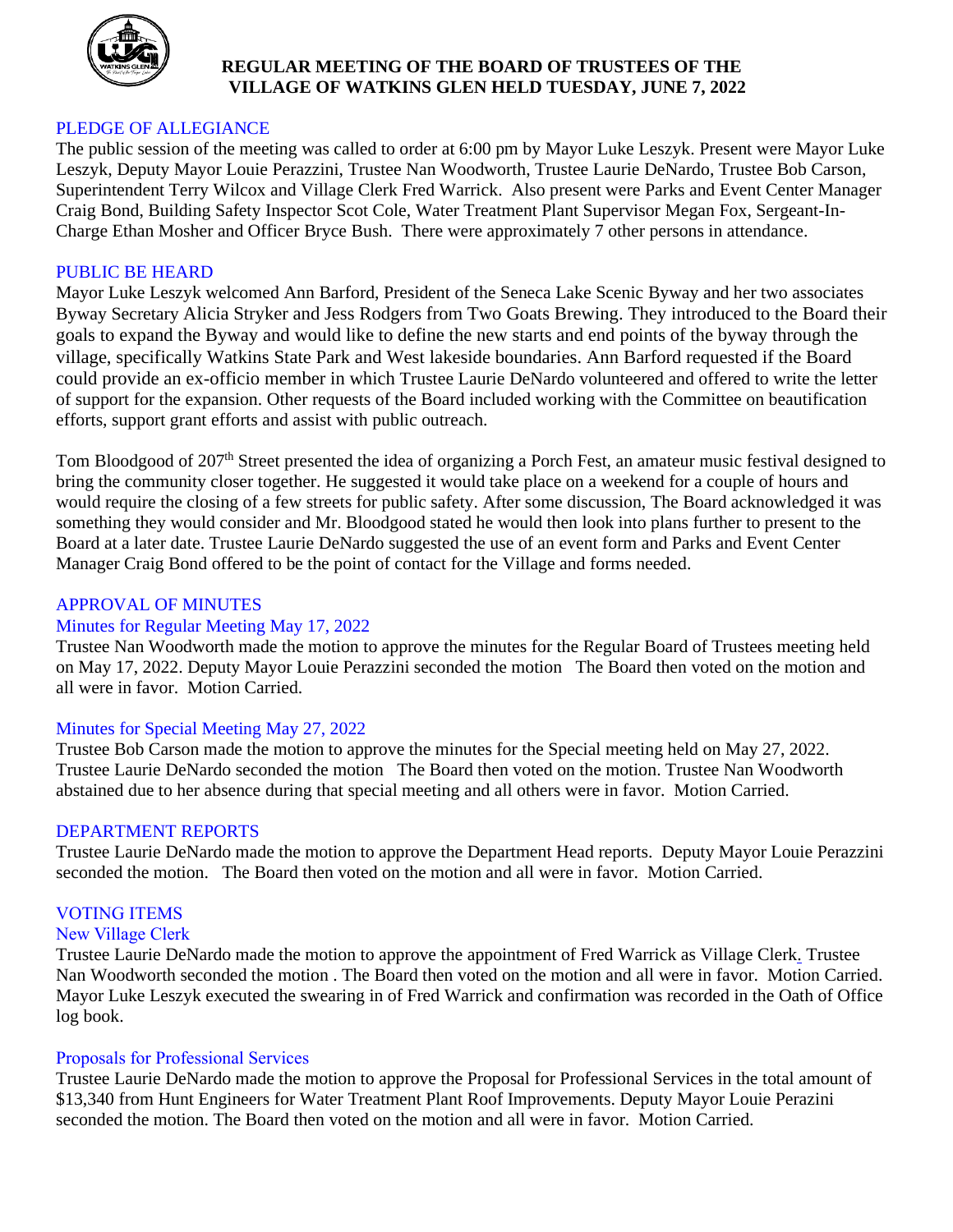# REGULAR MEETING OF THE BOARD OF TRUSTEES OF THE VILLAGE OF WATKINS GLEN HELD TUESDAY, JUNE 7, 2022

## PLEDGE OF ALLEGIANCE

The public session of the meeting was called to order at 6:00 pm by Mayor Luke Leszyk. Present were Mayor Luke Leszyk, Deputy Mayor Louie Perazzini, Trustee Nan Woodworth, Trustee Laurie DeNardo, Trustee Bob Carson, Superintendent Terry Wilcox and Village Clerk Fred Warrick. Also present were Parks and Event Center Manager Craig Bond, Building Safety Inspector Scot Cole, Water Treatment Plant Supervisor Megan Fox, Sergeant-In-Charge Ethan Mosher and Officer Bryce Bush. There were approximately 7 other persons in attendance.

## PUBLIC BE HEARD

Mayor Luke Leszyk welcomed Ann Barford, President of the Seneca Lake Scenic Byway and her two associates Byway Secretary Alicia Stryker and Jess Rodgers from Two Goats Brewing. They introduced to the Board their goals to expand the Byway and would like to define the new starts and end points of the byway through the village, specifically Watkins State Park and West lakeside boundaries. Ann Barford requested if the Board could provide an ex-officio member in which Trustee Laurie DeNardo volunteered and offered to write the letter of support for the expansion. Other requests of the Board included working with the Committee on beautification efforts, support grant efforts and assist with public outreach.

Tom Bloodgood of 207th Street presented the idea of organizing a Porch Fest, an amateur music festival designed to bring the community closer together. He suggested it would take place on a weekend for a couple of hours and would require the closing of a few streets for public safety. After some discussion, The Board acknowledged it was something they would consider and Mr. Bloodgood stated he would then look into plans further to present to the Board at a later date. Trustee Laurie DeNardo suggested the use of an event form and Parks and Event Center Manager Craig Bond offered to be the point of contact for the Village and forms needed.

## APPROVAL OF MINUTES

### Minutes for Regular Meeting May 17, 2022

Trustee Nan Woodworth made the motion to approve the minutes for the Regular Board of Trustees meeting held on May 17, 2022. Deputy Mayor Louie Perazzini seconded the motion The Board then voted on the motion and all were in favor. Motion Carried.

### Minutes for Special Meeting May 27, 2022

Trustee Bob Carson made the motion to approve the minutes for the Special meeting held on May 27, 2022. Trustee Laurie DeNardo seconded the motion The Board then voted on the motion. Trustee Nan Woodworth abstained due to her absence during that special meeting and all others were in favor. Motion Carried.

## DEPARTMENT REPORTS

Trustee Laurie DeNardo made the motion to approve the Department Head reports. Deputy Mayor Louie Perazzini seconded the motion. The Board then voted on the motion and all were in favor. Motion Carried.

## VOTING ITEMS

### New Village Clerk

Trustee Laurie DeNardo made the motion to approve the appointment of Fred Warrick as Village Clerk. Trustee Nan Woodworth seconded the motion . The Board then voted on the motion and all were in favor. Motion Carried. Mayor Luke Leszyk executed the swearing in of Fred Warrick and confirmation was recorded in the Oath of Office log book.

### Proposals for Professional Services

Trustee Laurie DeNardo made the motion to approve the Proposal for Professional Services in the total amount of $13,340 from Hunt Engineers for Water Treatment Plant Roof Improvements. Deputy Mayor Louie Perazini seconded the motion. The Board then voted on the motion and all were in favor. Motion Carried.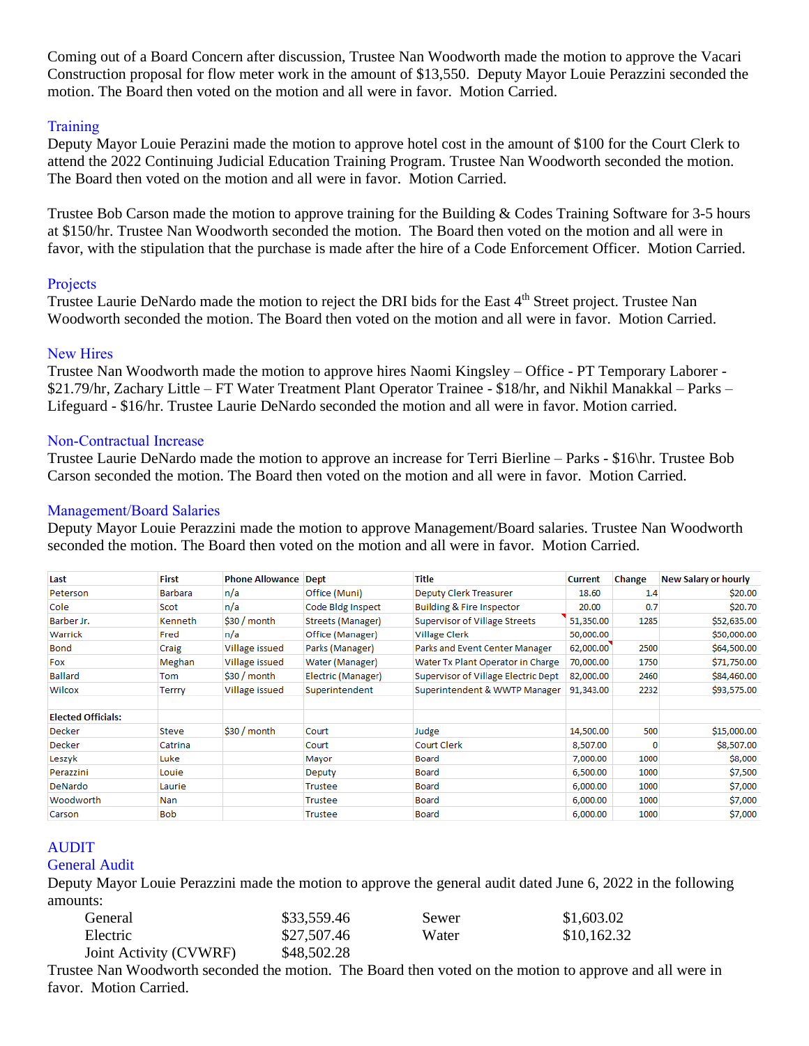Coming out of a Board Concern after discussion, Trustee Nan Woodworth made the motion to approve the Vacari Construction proposal for flow meter work in the amount of $13,550. Deputy Mayor Louie Perazzini seconded the motion. The Board then voted on the motion and all were in favor. Motion Carried.

## Training

Deputy Mayor Louie Perazini made the motion to approve hotel cost in the amount of $100 for the Court Clerk to attend the 2022 Continuing Judicial Education Training Program. Trustee Nan Woodworth seconded the motion. The Board then voted on the motion and all were in favor. Motion Carried.

Trustee Bob Carson made the motion to approve training for the Building & Codes Training Software for 3-5 hours at $150/hr. Trustee Nan Woodworth seconded the motion. The Board then voted on the motion and all were in favor, with the stipulation that the purchase is made after the hire of a Code Enforcement Officer. Motion Carried.

## Projects

Trustee Laurie DeNardo made the motion to reject the DRI bids for the East 4th Street project. Trustee Nan Woodworth seconded the motion. The Board then voted on the motion and all were in favor. Motion Carried.

## New Hires

Trustee Nan Woodworth made the motion to approve hires Naomi Kingsley – Office - PT Temporary Laborer - $21.79/hr, Zachary Little – FT Water Treatment Plant Operator Trainee - $18/hr, and Nikhil Manakkal – Parks – Lifeguard - $16/hr. Trustee Laurie DeNardo seconded the motion and all were in favor. Motion carried.

## Non-Contractual Increase

Trustee Laurie DeNardo made the motion to approve an increase for Terri Bierline – Parks - $16\hr. Trustee Bob Carson seconded the motion. The Board then voted on the motion and all were in favor. Motion Carried.

## Management/Board Salaries

Deputy Mayor Louie Perazzini made the motion to approve Management/Board salaries. Trustee Nan Woodworth seconded the motion. The Board then voted on the motion and all were in favor. Motion Carried.

| Last | First | Phone Allowance | Dept | Title | Current | Change | New Salary or hourly |
|---|---|---|---|---|---|---|---|
| Peterson | Barbara | n/a | Office (Muni) | Deputy Clerk Treasurer | 18.60 | 1.4 | $20.00 |
| Cole | Scot | n/a | Code Bldg Inspect | Building & Fire Inspector | 20.00 | 0.7 | $20.70 |
| Barber Jr. | Kenneth | $30 / month | Streets (Manager) | Supervisor of Village Streets | 51,350.00 | 1285 | $52,635.00 |
| Warrick | Fred | n/a | Office (Manager) | Village Clerk | 50,000.00 | | $50,000.00 |
| Bond | Craig | Village issued | Parks (Manager) | Parks and Event Center Manager | 62,000.00 | 2500 | $64,500.00 |
| Fox | Meghan | Village issued | Water (Manager) | Water Tx Plant Operator in Charge | 70,000.00 | 1750 | $71,750.00 |
| Ballard | Tom | $30 / month | Electric (Manager) | Supervisor of Village Electric Dept | 82,000.00 | 2460 | $84,460.00 |
| Wilcox | Terrry | Village issued | Superintendent | Superintendent & WWTP Manager | 91,343.00 | 2232 | $93,575.00 |
| | | | | | | | |
| **Elected Officials:** | | | | | | | |
| Decker | Steve | $30 / month | Court | Judge | 14,500.00 | 500 | $15,000.00 |
| Decker | Catrina | | Court | Court Clerk | 8,507.00 | 0 | $8,507.00 |
| Leszyk | Luke | | Mayor | Board | 7,000.00 | 1000 | $8,000 |
| Perazzini | Louie | | Deputy | Board | 6,500.00 | 1000 | $7,500 |
| DeNardo | Laurie | | Trustee | Board | 6,000.00 | 1000 | $7,000 |
| Woodworth | Nan | | Trustee | Board | 6,000.00 | 1000 | $7,000 |
| Carson | Bob | | Trustee | Board | 6,000.00 | 1000 | $7,000 |

## AUDIT

### General Audit

Deputy Mayor Louie Perazzini made the motion to approve the general audit dated June 6, 2022 in the following amounts:

| | | | |
|---|---|---|---|
| General | $33,559.46 | Sewer | $1,603.02 |
| Electric | $27,507.46 | Water | $10,162.32 |
| Joint Activity (CVWRF) | $48,502.28 | | |

Trustee Nan Woodworth seconded the motion. The Board then voted on the motion to approve and all were in favor. Motion Carried.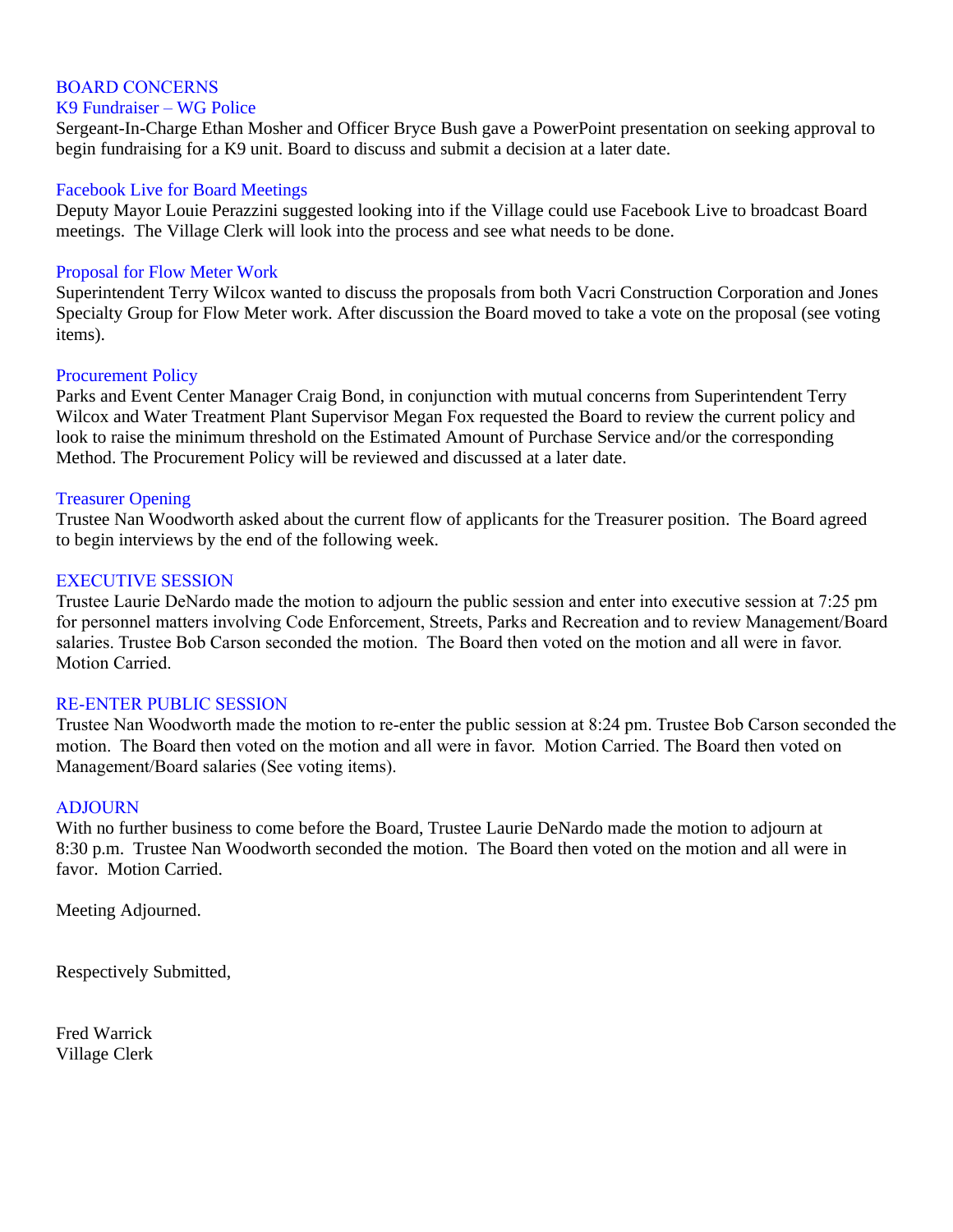## BOARD CONCERNS

### K9 Fundraiser – WG Police

Sergeant-In-Charge Ethan Mosher and Officer Bryce Bush gave a PowerPoint presentation on seeking approval to begin fundraising for a K9 unit. Board to discuss and submit a decision at a later date.

### Facebook Live for Board Meetings

Deputy Mayor Louie Perazzini suggested looking into if the Village could use Facebook Live to broadcast Board meetings. The Village Clerk will look into the process and see what needs to be done.

### Proposal for Flow Meter Work

Superintendent Terry Wilcox wanted to discuss the proposals from both Vacri Construction Corporation and Jones Specialty Group for Flow Meter work. After discussion the Board moved to take a vote on the proposal (see voting items).

### Procurement Policy

Parks and Event Center Manager Craig Bond, in conjunction with mutual concerns from Superintendent Terry Wilcox and Water Treatment Plant Supervisor Megan Fox requested the Board to review the current policy and look to raise the minimum threshold on the Estimated Amount of Purchase Service and/or the corresponding Method. The Procurement Policy will be reviewed and discussed at a later date.

### Treasurer Opening

Trustee Nan Woodworth asked about the current flow of applicants for the Treasurer position. The Board agreed to begin interviews by the end of the following week.

## EXECUTIVE SESSION

Trustee Laurie DeNardo made the motion to adjourn the public session and enter into executive session at 7:25 pm for personnel matters involving Code Enforcement, Streets, Parks and Recreation and to review Management/Board salaries. Trustee Bob Carson seconded the motion. The Board then voted on the motion and all were in favor. Motion Carried.

## RE-ENTER PUBLIC SESSION

Trustee Nan Woodworth made the motion to re-enter the public session at 8:24 pm. Trustee Bob Carson seconded the motion. The Board then voted on the motion and all were in favor. Motion Carried. The Board then voted on Management/Board salaries (See voting items).

## ADJOURN

With no further business to come before the Board, Trustee Laurie DeNardo made the motion to adjourn at 8:30 p.m. Trustee Nan Woodworth seconded the motion. The Board then voted on the motion and all were in favor. Motion Carried.

Meeting Adjourned.

Respectively Submitted,

Fred Warrick
Village Clerk